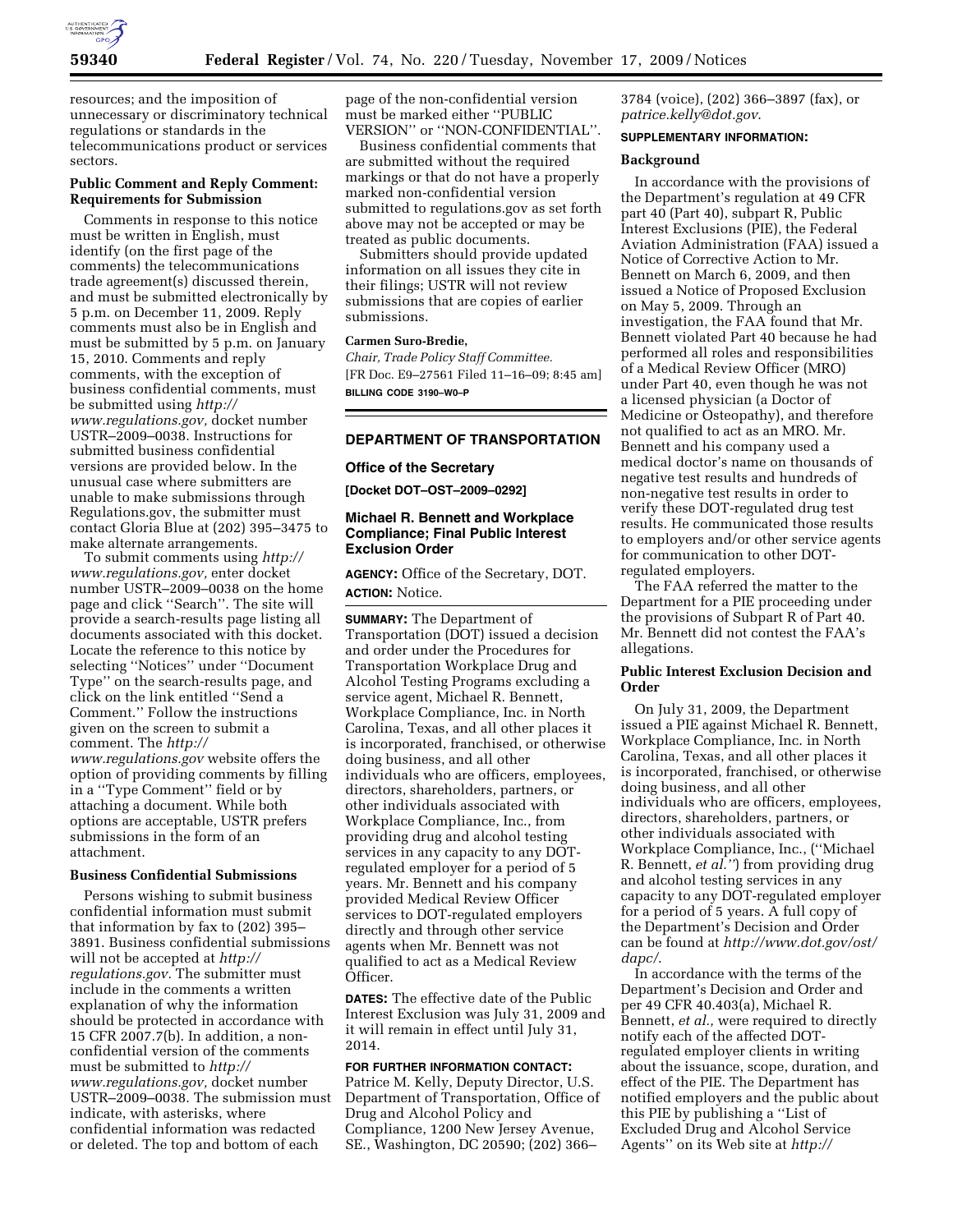resources; and the imposition of unnecessary or discriminatory technical regulations or standards in the telecommunications product or services sectors.

### Public Comment and Reply Comment: Requirements for Submission

Comments in response to this notice must be written in English, must identify (on the first page of the comments) the telecommunications trade agreement(s) discussed therein, and must be submitted electronically by 5 p.m. on December 11, 2009. Reply comments must also be in English and must be submitted by 5 p.m. on January 15, 2010. Comments and reply comments, with the exception of business confidential comments, must be submitted using *http://www.regulations.gov,* docket number USTR–2009–0038. Instructions for submitted business confidential versions are provided below. In the unusual case where submitters are unable to make submissions through Regulations.gov, the submitter must contact Gloria Blue at (202) 395–3475 to make alternate arrangements.

To submit comments using *http://www.regulations.gov,* enter docket number USTR–2009–0038 on the home page and click ''Search''. The site will provide a search-results page listing all documents associated with this docket. Locate the reference to this notice by selecting ''Notices'' under ''Document Type'' on the search-results page, and click on the link entitled ''Send a Comment.'' Follow the instructions given on the screen to submit a comment. The *http://www.regulations.gov* website offers the option of providing comments by filling in a ''Type Comment'' field or by attaching a document. While both options are acceptable, USTR prefers submissions in the form of an attachment.

### Business Confidential Submissions

Persons wishing to submit business confidential information must submit that information by fax to (202) 395–3891. Business confidential submissions will not be accepted at *http://regulations.gov.* The submitter must include in the comments a written explanation of why the information should be protected in accordance with 15 CFR 2007.7(b). In addition, a non-confidential version of the comments must be submitted to *http://www.regulations.gov,* docket number USTR–2009–0038. The submission must indicate, with asterisks, where confidential information was redacted or deleted. The top and bottom of each page of the non-confidential version must be marked either ''PUBLIC VERSION'' or ''NON-CONFIDENTIAL''.

Business confidential comments that are submitted without the required markings or that do not have a properly marked non-confidential version submitted to regulations.gov as set forth above may not be accepted or may be treated as public documents.

Submitters should provide updated information on all issues they cite in their filings; USTR will not review submissions that are copies of earlier submissions.

**Carmen Suro-Bredie,**

*Chair, Trade Policy Staff Committee.*

[FR Doc. E9–27561 Filed 11–16–09; 8:45 am]

**BILLING CODE 3190–W0–P**

---

## DEPARTMENT OF TRANSPORTATION

### Office of the Secretary

**[Docket DOT–OST–2009–0292]**

### Michael R. Bennett and Workplace Compliance; Final Public Interest Exclusion Order

**AGENCY:** Office of the Secretary, DOT.

**ACTION:** Notice.

**SUMMARY:** The Department of Transportation (DOT) issued a decision and order under the Procedures for Transportation Workplace Drug and Alcohol Testing Programs excluding a service agent, Michael R. Bennett, Workplace Compliance, Inc. in North Carolina, Texas, and all other places it is incorporated, franchised, or otherwise doing business, and all other individuals who are officers, employees, directors, shareholders, partners, or other individuals associated with Workplace Compliance, Inc., from providing drug and alcohol testing services in any capacity to any DOT-regulated employer for a period of 5 years. Mr. Bennett and his company provided Medical Review Officer services to DOT-regulated employers directly and through other service agents when Mr. Bennett was not qualified to act as a Medical Review Officer.

**DATES:** The effective date of the Public Interest Exclusion was July 31, 2009 and it will remain in effect until July 31, 2014.

**FOR FURTHER INFORMATION CONTACT:** Patrice M. Kelly, Deputy Director, U.S. Department of Transportation, Office of Drug and Alcohol Policy and Compliance, 1200 New Jersey Avenue, SE., Washington, DC 20590; (202) 366–3784 (voice), (202) 366–3897 (fax), or *patrice.kelly@dot.gov.*

**SUPPLEMENTARY INFORMATION:**

### Background

In accordance with the provisions of the Department's regulation at 49 CFR part 40 (Part 40), subpart R, Public Interest Exclusions (PIE), the Federal Aviation Administration (FAA) issued a Notice of Corrective Action to Mr. Bennett on March 6, 2009, and then issued a Notice of Proposed Exclusion on May 5, 2009. Through an investigation, the FAA found that Mr. Bennett violated Part 40 because he had performed all roles and responsibilities of a Medical Review Officer (MRO) under Part 40, even though he was not a licensed physician (a Doctor of Medicine or Osteopathy), and therefore not qualified to act as an MRO. Mr. Bennett and his company used a medical doctor's name on thousands of negative test results and hundreds of non-negative test results in order to verify these DOT-regulated drug test results. He communicated those results to employers and/or other service agents for communication to other DOT-regulated employers.

The FAA referred the matter to the Department for a PIE proceeding under the provisions of Subpart R of Part 40. Mr. Bennett did not contest the FAA's allegations.

### Public Interest Exclusion Decision and Order

On July 31, 2009, the Department issued a PIE against Michael R. Bennett, Workplace Compliance, Inc. in North Carolina, Texas, and all other places it is incorporated, franchised, or otherwise doing business, and all other individuals who are officers, employees, directors, shareholders, partners, or other individuals associated with Workplace Compliance, Inc., (''Michael R. Bennett, *et al.''*) from providing drug and alcohol testing services in any capacity to any DOT-regulated employer for a period of 5 years. A full copy of the Department's Decision and Order can be found at *http://www.dot.gov/ost/dapc/.*

In accordance with the terms of the Department's Decision and Order and per 49 CFR 40.403(a), Michael R. Bennett, *et al.,* were required to directly notify each of the affected DOT-regulated employer clients in writing about the issuance, scope, duration, and effect of the PIE. The Department has notified employers and the public about this PIE by publishing a ''List of Excluded Drug and Alcohol Service Agents'' on its Web site at *http://*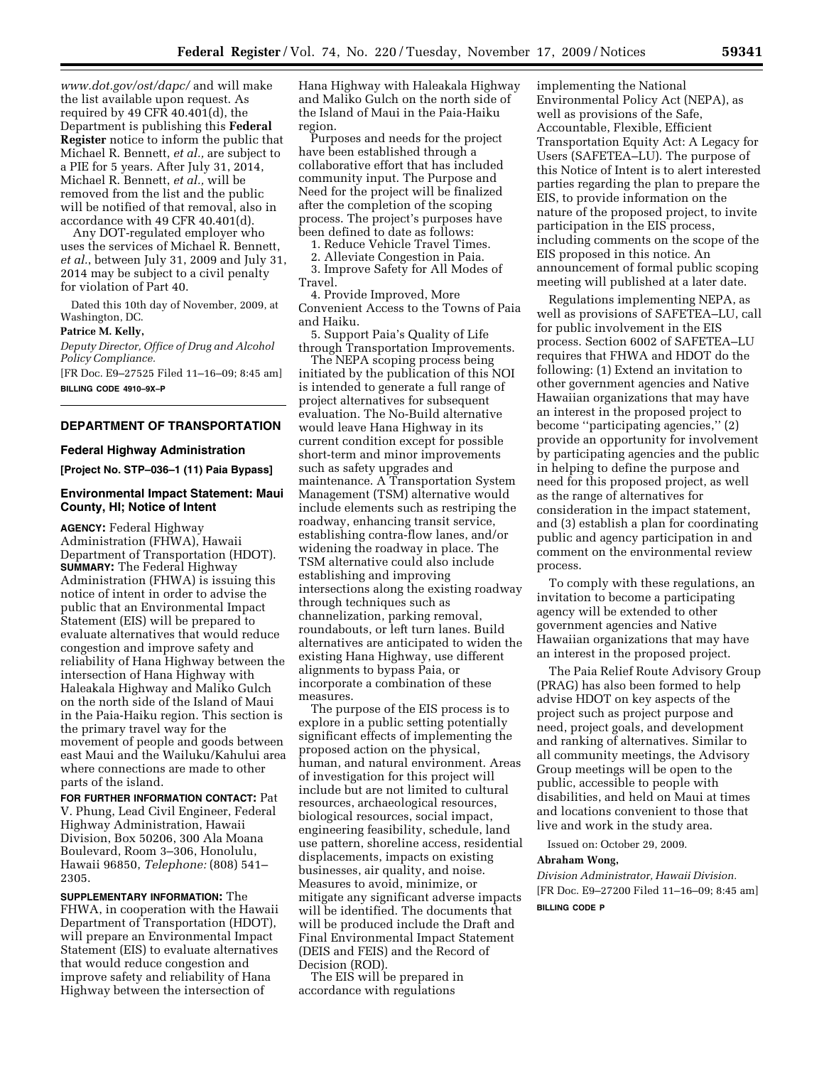*www.dot.gov/ost/dapc/* and will make the list available upon request. As required by 49 CFR 40.401(d), the Department is publishing this **Federal Register** notice to inform the public that Michael R. Bennett, *et al.,* are subject to a PIE for 5 years. After July 31, 2014, Michael R. Bennett, *et al.,* will be removed from the list and the public will be notified of that removal, also in accordance with 49 CFR 40.401(d).

Any DOT-regulated employer who uses the services of Michael R. Bennett, *et al.,* between July 31, 2009 and July 31, 2014 may be subject to a civil penalty for violation of Part 40.

Dated this 10th day of November, 2009, at Washington, DC.

**Patrice M. Kelly,**

*Deputy Director, Office of Drug and Alcohol Policy Compliance.*

[FR Doc. E9–27525 Filed 11–16–09; 8:45 am]

**BILLING CODE 4910–9X–P**

## DEPARTMENT OF TRANSPORTATION

### Federal Highway Administration

**[Project No. STP–036–1 (11) Paia Bypass]**

### Environmental Impact Statement: Maui County, HI; Notice of Intent

**AGENCY:** Federal Highway Administration (FHWA), Hawaii Department of Transportation (HDOT).

**SUMMARY:** The Federal Highway Administration (FHWA) is issuing this notice of intent in order to advise the public that an Environmental Impact Statement (EIS) will be prepared to evaluate alternatives that would reduce congestion and improve safety and reliability of Hana Highway between the intersection of Hana Highway with Haleakala Highway and Maliko Gulch on the north side of the Island of Maui in the Paia-Haiku region. This section is the primary travel way for the movement of people and goods between east Maui and the Wailuku/Kahului area where connections are made to other parts of the island.

**FOR FURTHER INFORMATION CONTACT:** Pat V. Phung, Lead Civil Engineer, Federal Highway Administration, Hawaii Division, Box 50206, 300 Ala Moana Boulevard, Room 3–306, Honolulu, Hawaii 96850, *Telephone:* (808) 541–2305.

**SUPPLEMENTARY INFORMATION:** The FHWA, in cooperation with the Hawaii Department of Transportation (HDOT), will prepare an Environmental Impact Statement (EIS) to evaluate alternatives that would reduce congestion and improve safety and reliability of Hana Highway between the intersection of Hana Highway with Haleakala Highway and Maliko Gulch on the north side of the Island of Maui in the Paia-Haiku region.

Purposes and needs for the project have been established through a collaborative effort that has included community input. The Purpose and Need for the project will be finalized after the completion of the scoping process. The project's purposes have been defined to date as follows:

1. Reduce Vehicle Travel Times.
2. Alleviate Congestion in Paia.
3. Improve Safety for All Modes of Travel.
4. Provide Improved, More Convenient Access to the Towns of Paia and Haiku.
5. Support Paia's Quality of Life through Transportation Improvements.

The NEPA scoping process being initiated by the publication of this NOI is intended to generate a full range of project alternatives for subsequent evaluation. The No-Build alternative would leave Hana Highway in its current condition except for possible short-term and minor improvements such as safety upgrades and maintenance. A Transportation System Management (TSM) alternative would include elements such as restriping the roadway, enhancing transit service, establishing contra-flow lanes, and/or widening the roadway in place. The TSM alternative could also include establishing and improving intersections along the existing roadway through techniques such as channelization, parking removal, roundabouts, or left turn lanes. Build alternatives are anticipated to widen the existing Hana Highway, use different alignments to bypass Paia, or incorporate a combination of these measures.

The purpose of the EIS process is to explore in a public setting potentially significant effects of implementing the proposed action on the physical, human, and natural environment. Areas of investigation for this project will include but are not limited to cultural resources, archaeological resources, biological resources, social impact, engineering feasibility, schedule, land use pattern, shoreline access, residential displacements, impacts on existing businesses, air quality, and noise. Measures to avoid, minimize, or mitigate any significant adverse impacts will be identified. The documents that will be produced include the Draft and Final Environmental Impact Statement (DEIS and FEIS) and the Record of Decision (ROD).

The EIS will be prepared in accordance with regulations implementing the National Environmental Policy Act (NEPA), as well as provisions of the Safe, Accountable, Flexible, Efficient Transportation Equity Act: A Legacy for Users (SAFETEA–LU). The purpose of this Notice of Intent is to alert interested parties regarding the plan to prepare the EIS, to provide information on the nature of the proposed project, to invite participation in the EIS process, including comments on the scope of the EIS proposed in this notice. An announcement of formal public scoping meeting will published at a later date.

Regulations implementing NEPA, as well as provisions of SAFETEA–LU, call for public involvement in the EIS process. Section 6002 of SAFETEA–LU requires that FHWA and HDOT do the following: (1) Extend an invitation to other government agencies and Native Hawaiian organizations that may have an interest in the proposed project to become ''participating agencies,'' (2) provide an opportunity for involvement by participating agencies and the public in helping to define the purpose and need for this proposed project, as well as the range of alternatives for consideration in the impact statement, and (3) establish a plan for coordinating public and agency participation in and comment on the environmental review process.

To comply with these regulations, an invitation to become a participating agency will be extended to other government agencies and Native Hawaiian organizations that may have an interest in the proposed project.

The Paia Relief Route Advisory Group (PRAG) has also been formed to help advise HDOT on key aspects of the project such as project purpose and need, project goals, and development and ranking of alternatives. Similar to all community meetings, the Advisory Group meetings will be open to the public, accessible to people with disabilities, and held on Maui at times and locations convenient to those that live and work in the study area.

Issued on: October 29, 2009.

**Abraham Wong,**

*Division Administrator, Hawaii Division.*

[FR Doc. E9–27200 Filed 11–16–09; 8:45 am]

**BILLING CODE P**